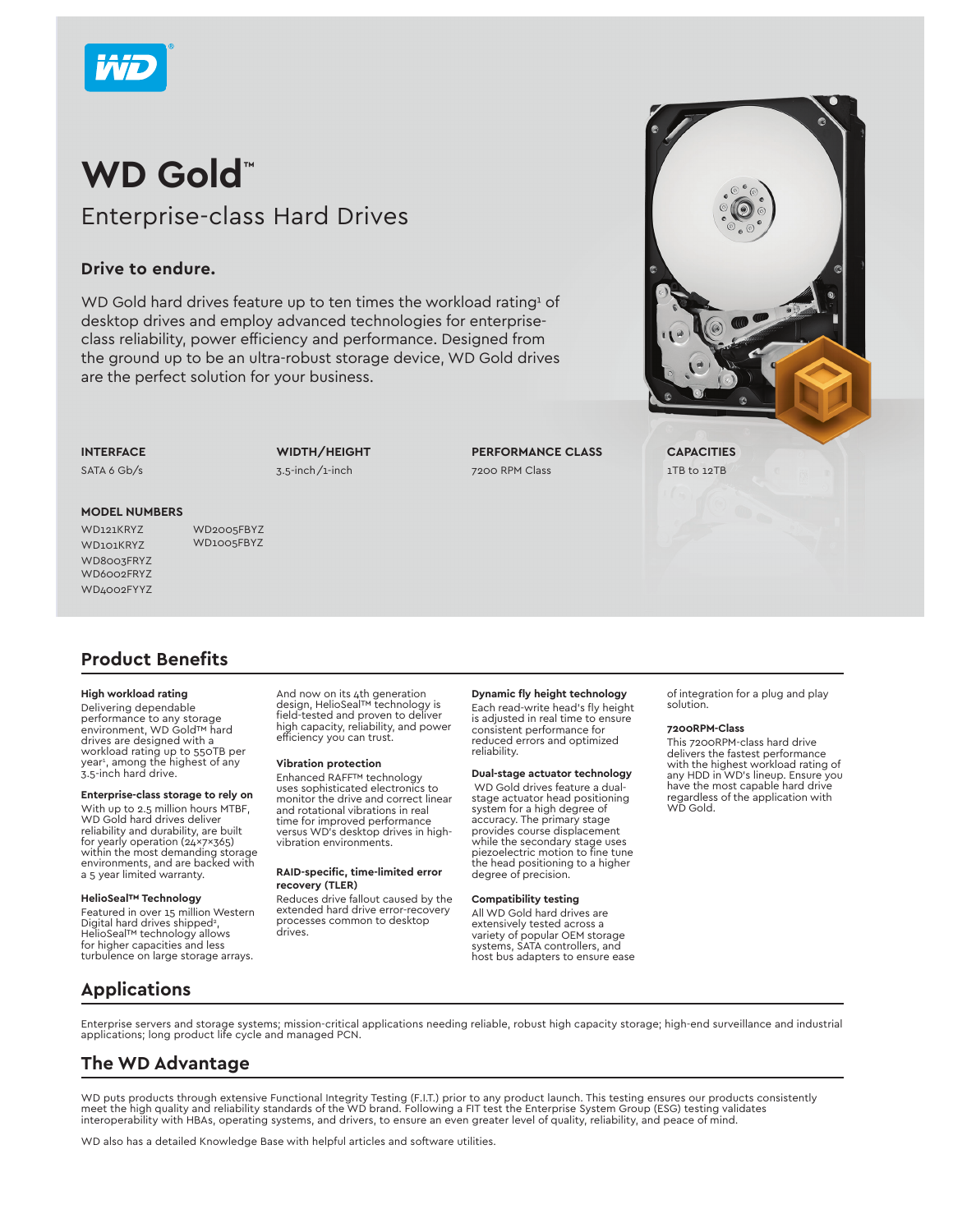# WD Gold™

## Enterprise-class Hard Drives

### Drive to endure.

WD Gold hard drives feature up to ten times the workload rating[1] of desktop drives and employ advanced technologies for enterprise-class reliability, power efficiency and performance. Designed from the ground up to be an ultra-robust storage device, WD Gold drives are the perfect solution for your business.

**INTERFACE**
SATA 6 Gb/s

**WIDTH/HEIGHT**
3.5-inch/1-inch

**PERFORMANCE CLASS**
7200 RPM Class

**CAPACITIES**
1TB to 12TB

**MODEL NUMBERS**

- WD121KRYZ
- WD101KRYZ
- WD8003FRYZ
- WD6002FRYZ
- WD4002FYYZ
- WD2005FBYZ
- WD1005FBYZ

## Product Benefits

**High workload rating**
Delivering dependable performance to any storage environment, WD Gold™ hard drives are designed with a workload rating up to 550TB per year[1], among the highest of any 3.5-inch hard drive.

**Enterprise-class storage to rely on**
With up to 2.5 million hours MTBF, WD Gold hard drives deliver reliability and durability, are built for yearly operation (24×7×365) within the most demanding storage environments, and are backed with a 5 year limited warranty.

**HelioSeal™ Technology**
Featured in over 15 million Western Digital hard drives shipped[2], HelioSeal™ technology allows for higher capacities and less turbulence on large storage arrays. And now on its 4th generation design, HelioSeal™ technology is field-tested and proven to deliver high capacity, reliability, and power efficiency you can trust.

**Vibration protection**
Enhanced RAFF™ technology uses sophisticated electronics to monitor the drive and correct linear and rotational vibrations in real time for improved performance versus WD's desktop drives in high-vibration environments.

**RAID-specific, time-limited error recovery (TLER)**
Reduces drive fallout caused by the extended hard drive error-recovery processes common to desktop drives.

**Dynamic fly height technology**
Each read-write head's fly height is adjusted in real time to ensure consistent performance for reduced errors and optimized reliability.

**Dual-stage actuator technology**
WD Gold drives feature a dual-stage actuator head positioning system for a high degree of accuracy. The primary stage provides course displacement while the secondary stage uses piezoelectric motion to fine tune the head positioning to a higher degree of precision.

**Compatibility testing**
All WD Gold hard drives are extensively tested across a variety of popular OEM storage systems, SATA controllers, and host bus adapters to ensure ease of integration for a plug and play solution.

**7200RPM-Class**
This 7200RPM-class hard drive delivers the fastest performance with the highest workload rating of any HDD in WD's lineup. Ensure you have the most capable hard drive regardless of the application with WD Gold.

## Applications

Enterprise servers and storage systems; mission-critical applications needing reliable, robust high capacity storage; high-end surveillance and industrial applications; long product life cycle and managed PCN.

## The WD Advantage

WD puts products through extensive Functional Integrity Testing (F.I.T.) prior to any product launch. This testing ensures our products consistently meet the high quality and reliability standards of the WD brand. Following a FIT test the Enterprise System Group (ESG) testing validates interoperability with HBAs, operating systems, and drivers, to ensure an even greater level of quality, reliability, and peace of mind.

WD also has a detailed Knowledge Base with helpful articles and software utilities.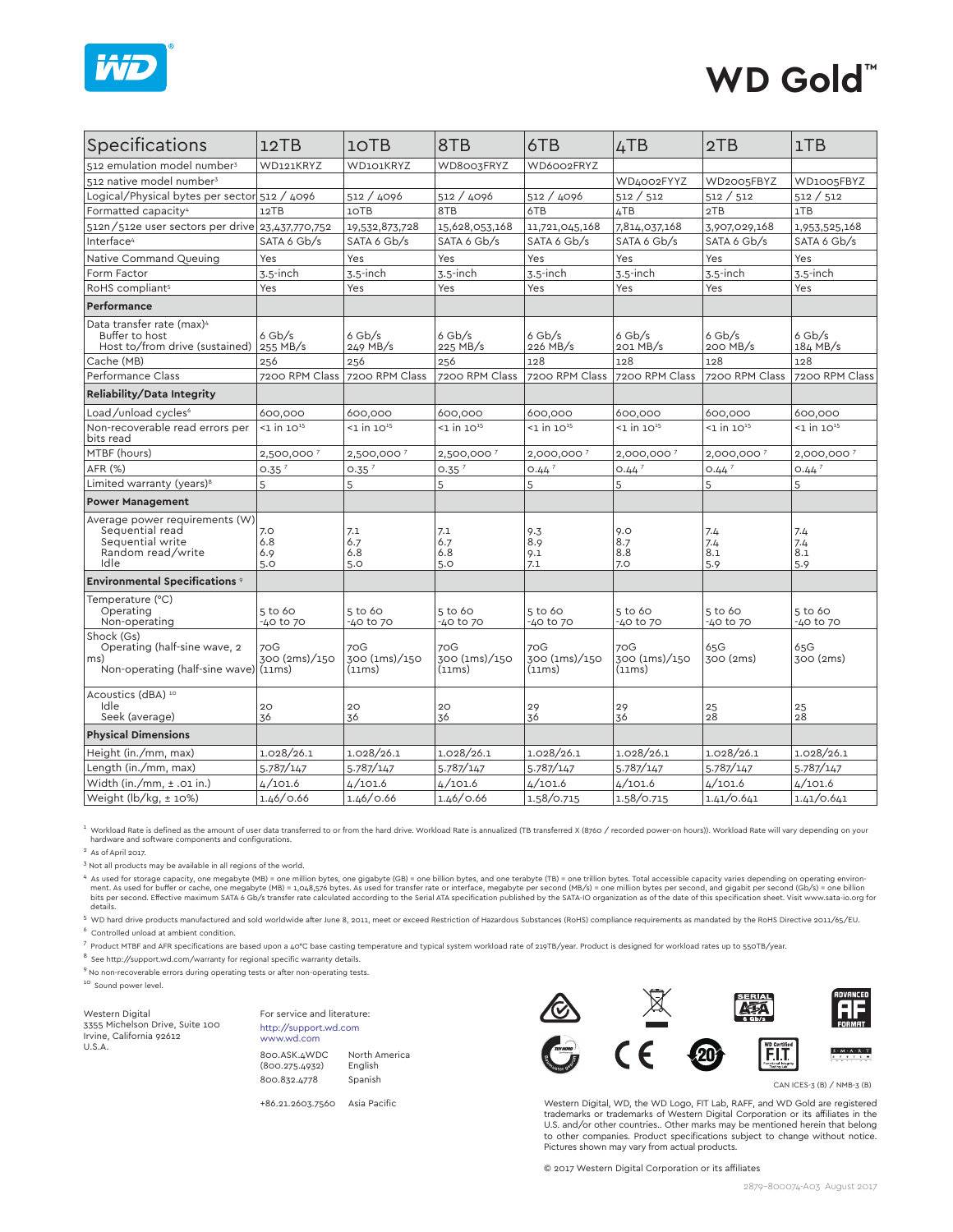# WD Gold™

| Specifications | 12TB | 10TB | 8TB | 6TB | 4TB | 2TB | 1TB |
|---|---|---|---|---|---|---|---|
| 512 emulation model number[3] | WD121KRYZ | WD101KRYZ | WD8003FRYZ | WD6002FRYZ | | | |
| 512 native model number[3] | | | | | WD4002FYYZ | WD2005FBYZ | WD1005FBYZ |
| Logical/Physical bytes per sector | 512 / 4096 | 512 / 4096 | 512 / 4096 | 512 / 4096 | 512 / 512 | 512 / 512 | 512 / 512 |
| Formatted capacity[4] | 12TB | 10TB | 8TB | 6TB | 4TB | 2TB | 1TB |
| 512n/512e user sectors per drive | 23,437,770,752 | 19,532,873,728 | 15,628,053,168 | 11,721,045,168 | 7,814,037,168 | 3,907,029,168 | 1,953,525,168 |
| Interface[4] | SATA 6 Gb/s | SATA 6 Gb/s | SATA 6 Gb/s | SATA 6 Gb/s | SATA 6 Gb/s | SATA 6 Gb/s | SATA 6 Gb/s |
| Native Command Queuing | Yes | Yes | Yes | Yes | Yes | Yes | Yes |
| Form Factor | 3.5-inch | 3.5-inch | 3.5-inch | 3.5-inch | 3.5-inch | 3.5-inch | 3.5-inch |
| RoHS compliant[5] | Yes | Yes | Yes | Yes | Yes | Yes | Yes |
| **Performance** | | | | | | | |
| Data transfer rate (max)[4]<br>Buffer to host<br>Host to/from drive (sustained) | <br>6 Gb/s<br>255 MB/s | <br>6 Gb/s<br>249 MB/s | <br>6 Gb/s<br>225 MB/s | <br>6 Gb/s<br>226 MB/s | <br>6 Gb/s<br>201 MB/s | <br>6 Gb/s<br>200 MB/s | <br>6 Gb/s<br>184 MB/s |
| Cache (MB) | 256 | 256 | 256 | 128 | 128 | 128 | 128 |
| Performance Class | 7200 RPM Class | 7200 RPM Class | 7200 RPM Class | 7200 RPM Class | 7200 RPM Class | 7200 RPM Class | 7200 RPM Class |
| **Reliability/Data Integrity** | | | | | | | |
| Load/unload cycles[6] | 600,000 | 600,000 | 600,000 | 600,000 | 600,000 | 600,000 | 600,000 |
| Non-recoverable read errors per bits read | <1 in $10^{15}$ | <1 in $10^{15}$ | <1 in $10^{15}$ | <1 in $10^{15}$ | <1 in $10^{15}$ | <1 in $10^{15}$ | <1 in $10^{15}$ |
| MTBF (hours) | 2,500,000[7] | 2,500,000[7] | 2,500,000[7] | 2,000,000[7] | 2,000,000[7] | 2,000,000[7] | 2,000,000[7] |
| AFR (%) | 0.35[7] | 0.35[7] | 0.35[7] | 0.44[7] | 0.44[7] | 0.44[7] | 0.44[7] |
| Limited warranty (years)[8] | 5 | 5 | 5 | 5 | 5 | 5 | 5 |
| **Power Management** | | | | | | | |
| Average power requirements (W)<br>Sequential read<br>Sequential write<br>Random read/write<br>Idle | <br>7.0<br>6.8<br>6.9<br>5.0 | <br>7.1<br>6.7<br>6.8<br>5.0 | <br>7.1<br>6.7<br>6.8<br>5.0 | <br>9.3<br>8.9<br>9.1<br>7.1 | <br>9.0<br>8.7<br>8.8<br>7.0 | <br>7.4<br>7.4<br>8.1<br>5.9 | <br>7.4<br>7.4<br>8.1<br>5.9 |
| **Environmental Specifications**[9] | | | | | | | |
| Temperature (°C)<br>Operating<br>Non-operating | <br>5 to 60<br>-40 to 70 | <br>5 to 60<br>-40 to 70 | <br>5 to 60<br>-40 to 70 | <br>5 to 60<br>-40 to 70 | <br>5 to 60<br>-40 to 70 | <br>5 to 60<br>-40 to 70 | <br>5 to 60<br>-40 to 70 |
| Shock (Gs)<br>Operating (half-sine wave, 2 ms)<br>Non-operating (half-sine wave) | <br>70G<br>300 (2ms)/150 (11ms) | <br>70G<br>300 (1ms)/150 (11ms) | <br>70G<br>300 (1ms)/150 (11ms) | <br>70G<br>300 (1ms)/150 (11ms) | <br>70G<br>300 (1ms)/150 (11ms) | <br>65G<br>300 (2ms) | <br>65G<br>300 (2ms) |
| Acoustics (dBA)[10]<br>Idle<br>Seek (average) | <br>20<br>36 | <br>20<br>36 | <br>20<br>36 | <br>29<br>36 | <br>29<br>36 | <br>25<br>28 | <br>25<br>28 |
| **Physical Dimensions** | | | | | | | |
| Height (in./mm, max) | 1.028/26.1 | 1.028/26.1 | 1.028/26.1 | 1.028/26.1 | 1.028/26.1 | 1.028/26.1 | 1.028/26.1 |
| Length (in./mm, max) | 5.787/147 | 5.787/147 | 5.787/147 | 5.787/147 | 5.787/147 | 5.787/147 | 5.787/147 |
| Width (in./mm, ± .01 in.) | 4/101.6 | 4/101.6 | 4/101.6 | 4/101.6 | 4/101.6 | 4/101.6 | 4/101.6 |
| Weight (lb/kg, ± 10%) | 1.46/0.66 | 1.46/0.66 | 1.46/0.66 | 1.58/0.715 | 1.58/0.715 | 1.41/0.641 | 1.41/0.641 |

[1] Workload Rate is defined as the amount of user data transferred to or from the hard drive. Workload Rate is annualized (TB transferred X (8760 / recorded power-on hours)). Workload Rate will vary depending on your hardware and software components and configurations.

[2] As of April 2017.

[3] Not all products may be available in all regions of the world.

[4] As used for storage capacity, one megabyte (MB) = one million bytes, one gigabyte (GB) = one billion bytes, and one terabyte (TB) = one trillion bytes. Total accessible capacity varies depending on operating environment. As used for buffer or cache, one megabyte (MB) = 1,048,576 bytes. As used for transfer rate or interface, megabyte per second (MB/s) = one million bytes per second, and gigabit per second (Gb/s) = one billion bits per second. Effective maximum SATA 6 Gb/s transfer rate calculated according to the Serial ATA specification published by the SATA-IO organization as of the date of this specification sheet. Visit www.sata-io.org for details.

[5] WD hard drive products manufactured and sold worldwide after June 8, 2011, meet or exceed Restriction of Hazardous Substances (RoHS) compliance requirements as mandated by the RoHS Directive 2011/65/EU.

[6] Controlled unload at ambient condition.

[7] Product MTBF and AFR specifications are based upon a 40°C base casting temperature and typical system workload rate of 219TB/year. Product is designed for workload rates up to 550TB/year.

[8] See http://support.wd.com/warranty for regional specific warranty details.

[9] No non-recoverable errors during operating tests or after non-operating tests.

[10] Sound power level.

Western Digital
3355 Michelson Drive, Suite 100
Irvine, California 92612
U.S.A.

For service and literature:
http://support.wd.com
www.wd.com

800.ASK.4WDC (800.275.4932) North America English
800.832.4778 Spanish

+86.21.2603.7560 Asia Pacific

CAN ICES-3 (B) / NMB-3 (B)

Western Digital, WD, the WD Logo, FIT Lab, RAFF, and WD Gold are registered trademarks or trademarks of Western Digital Corporation or its affiliates in the U.S. and/or other countries.. Other marks may be mentioned herein that belong to other companies. Product specifications subject to change without notice. Pictures shown may vary from actual products.

© 2017 Western Digital Corporation or its affiliates

2879-800074-A03 August 2017